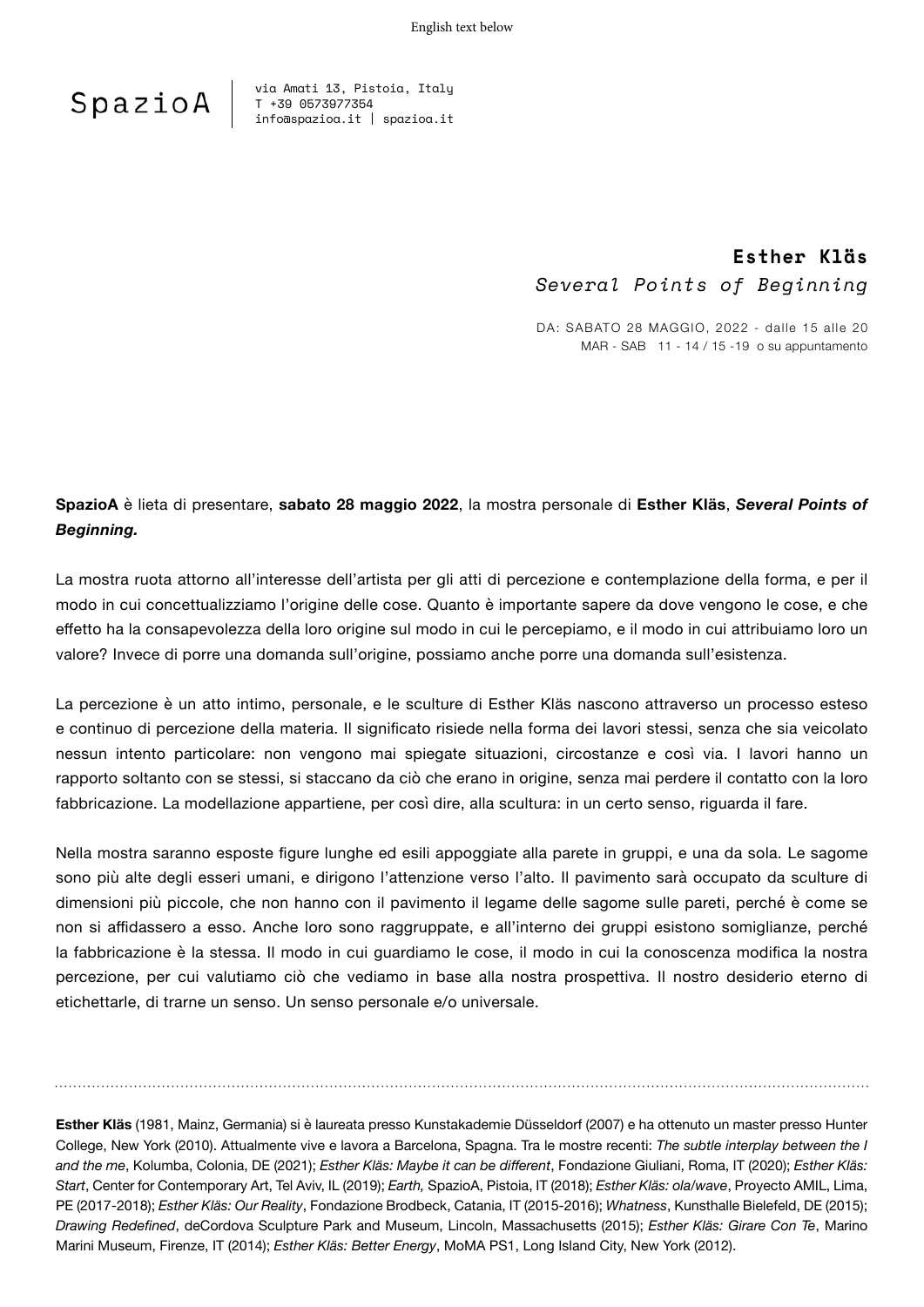English text below

SpazioA | via Amati 13, Pistoia, Italy
T +39 0573977354
info@spazioa.it | spazioa.it

**Esther Kläs**
*Several Points of Beginning*

DA: SABATO 28 MAGGIO, 2022 - dalle 15 alle 20
MAR - SAB 11 - 14 / 15 -19 o su appuntamento

**SpazioA** è lieta di presentare, **sabato 28 maggio 2022**, la mostra personale di **Esther Kläs**, ***Several Points of Beginning.***

La mostra ruota attorno all'interesse dell'artista per gli atti di percezione e contemplazione della forma, e per il modo in cui concettualizziamo l'origine delle cose. Quanto è importante sapere da dove vengono le cose, e che effetto ha la consapevolezza della loro origine sul modo in cui le percepiamo, e il modo in cui attribuiamo loro un valore? Invece di porre una domanda sull'origine, possiamo anche porre una domanda sull'esistenza.

La percezione è un atto intimo, personale, e le sculture di Esther Kläs nascono attraverso un processo esteso e continuo di percezione della materia. Il significato risiede nella forma dei lavori stessi, senza che sia veicolato nessun intento particolare: non vengono mai spiegate situazioni, circostanze e così via. I lavori hanno un rapporto soltanto con se stessi, si staccano da ciò che erano in origine, senza mai perdere il contatto con la loro fabbricazione. La modellazione appartiene, per così dire, alla scultura: in un certo senso, riguarda il fare.

Nella mostra saranno esposte figure lunghe ed esili appoggiate alla parete in gruppi, e una da sola. Le sagome sono più alte degli esseri umani, e dirigono l'attenzione verso l'alto. Il pavimento sarà occupato da sculture di dimensioni più piccole, che non hanno con il pavimento il legame delle sagome sulle pareti, perché è come se non si affidassero a esso. Anche loro sono raggruppate, e all'interno dei gruppi esistono somiglianze, perché la fabbricazione è la stessa. Il modo in cui guardiamo le cose, il modo in cui la conoscenza modifica la nostra percezione, per cui valutiamo ciò che vediamo in base alla nostra prospettiva. Il nostro desiderio eterno di etichettarle, di trarne un senso. Un senso personale e/o universale.

---

**Esther Kläs** (1981, Mainz, Germania) si è laureata presso Kunstakademie Düsseldorf (2007) e ha ottenuto un master presso Hunter College, New York (2010). Attualmente vive e lavora a Barcelona, Spagna. Tra le mostre recenti: *The subtle interplay between the I and the me*, Kolumba, Colonia, DE (2021); *Esther Kläs: Maybe it can be different*, Fondazione Giuliani, Roma, IT (2020); *Esther Kläs: Start*, Center for Contemporary Art, Tel Aviv, IL (2019); *Earth,* SpazioA, Pistoia, IT (2018); *Esther Kläs: ola/wave*, Proyecto AMIL, Lima, PE (2017-2018); *Esther Kläs: Our Reality*, Fondazione Brodbeck, Catania, IT (2015-2016); *Whatness*, Kunsthalle Bielefeld, DE (2015); *Drawing Redefined*, deCordova Sculpture Park and Museum, Lincoln, Massachusetts (2015); *Esther Kläs: Girare Con Te*, Marino Marini Museum, Firenze, IT (2014); *Esther Kläs: Better Energy*, MoMA PS1, Long Island City, New York (2012).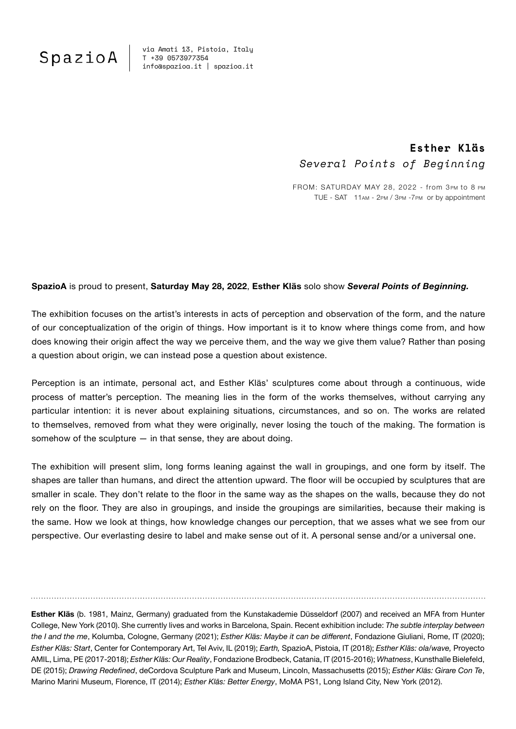SpazioA

via Amati 13, Pistoia, Italy
T +39 0573977354
info@spazioa.it | spazioa.it

# Esther Kläs

## *Several Points of Beginning*

FROM: SATURDAY MAY 28, 2022 - from 3PM to 8 PM
TUE - SAT 11AM - 2PM / 3PM -7PM or by appointment

**SpazioA** is proud to present, **Saturday May 28, 2022**, **Esther Kläs** solo show ***Several Points of Beginning.***

The exhibition focuses on the artist's interests in acts of perception and observation of the form, and the nature of our conceptualization of the origin of things. How important is it to know where things come from, and how does knowing their origin affect the way we perceive them, and the way we give them value? Rather than posing a question about origin, we can instead pose a question about existence.

Perception is an intimate, personal act, and Esther Kläs' sculptures come about through a continuous, wide process of matter's perception. The meaning lies in the form of the works themselves, without carrying any particular intention: it is never about explaining situations, circumstances, and so on. The works are related to themselves, removed from what they were originally, never losing the touch of the making. The formation is somehow of the sculpture — in that sense, they are about doing.

The exhibition will present slim, long forms leaning against the wall in groupings, and one form by itself. The shapes are taller than humans, and direct the attention upward. The floor will be occupied by sculptures that are smaller in scale. They don't relate to the floor in the same way as the shapes on the walls, because they do not rely on the floor. They are also in groupings, and inside the groupings are similarities, because their making is the same. How we look at things, how knowledge changes our perception, that we asses what we see from our perspective. Our everlasting desire to label and make sense out of it. A personal sense and/or a universal one.

---

**Esther Kläs** (b. 1981, Mainz, Germany) graduated from the Kunstakademie Düsseldorf (2007) and received an MFA from Hunter College, New York (2010). She currently lives and works in Barcelona, Spain. Recent exhibition include: *The subtle interplay between the I and the me*, Kolumba, Cologne, Germany (2021); *Esther Kläs: Maybe it can be different*, Fondazione Giuliani, Rome, IT (2020); *Esther Kläs: Start*, Center for Contemporary Art, Tel Aviv, IL (2019); *Earth,* SpazioA, Pistoia, IT (2018); *Esther Kläs: ola/wave,* Proyecto AMIL, Lima, PE (2017-2018); *Esther Kläs: Our Reality*, Fondazione Brodbeck, Catania, IT (2015-2016); *Whatness*, Kunsthalle Bielefeld, DE (2015); *Drawing Redefined*, deCordova Sculpture Park and Museum, Lincoln, Massachusetts (2015); *Esther Kläs: Girare Con Te*, Marino Marini Museum, Florence, IT (2014); *Esther Kläs: Better Energy*, MoMA PS1, Long Island City, New York (2012).